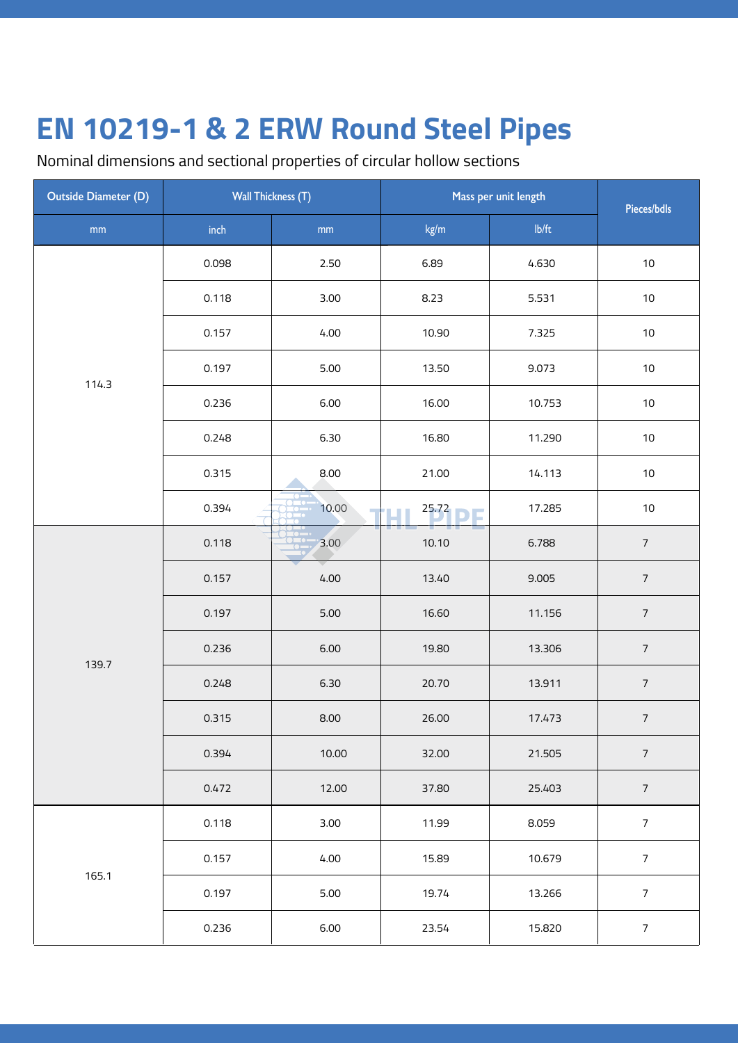# EN 10219-1 & 2 ERW Round Steel Pipes

Nominal dimensions and sectional properties of circular hollow sections

| Outside Diameter (D) | Wall Thickness (T) | | Mass per unit length | | Pieces/bdls |
|---|---|---|---|---|---|
| mm | inch | mm | kg/m | lb/ft | |
| 114.3 | 0.098 | 2.50 | 6.89 | 4.630 | 10 |
| | 0.118 | 3.00 | 8.23 | 5.531 | 10 |
| | 0.157 | 4.00 | 10.90 | 7.325 | 10 |
| | 0.197 | 5.00 | 13.50 | 9.073 | 10 |
| | 0.236 | 6.00 | 16.00 | 10.753 | 10 |
| | 0.248 | 6.30 | 16.80 | 11.290 | 10 |
| | 0.315 | 8.00 | 21.00 | 14.113 | 10 |
| | 0.394 | 10.00 | 25.72 | 17.285 | 10 |
| 139.7 | 0.118 | 3.00 | 10.10 | 6.788 | 7 |
| | 0.157 | 4.00 | 13.40 | 9.005 | 7 |
| | 0.197 | 5.00 | 16.60 | 11.156 | 7 |
| | 0.236 | 6.00 | 19.80 | 13.306 | 7 |
| | 0.248 | 6.30 | 20.70 | 13.911 | 7 |
| | 0.315 | 8.00 | 26.00 | 17.473 | 7 |
| | 0.394 | 10.00 | 32.00 | 21.505 | 7 |
| | 0.472 | 12.00 | 37.80 | 25.403 | 7 |
| 165.1 | 0.118 | 3.00 | 11.99 | 8.059 | 7 |
| | 0.157 | 4.00 | 15.89 | 10.679 | 7 |
| | 0.197 | 5.00 | 19.74 | 13.266 | 7 |
| | 0.236 | 6.00 | 23.54 | 15.820 | 7 |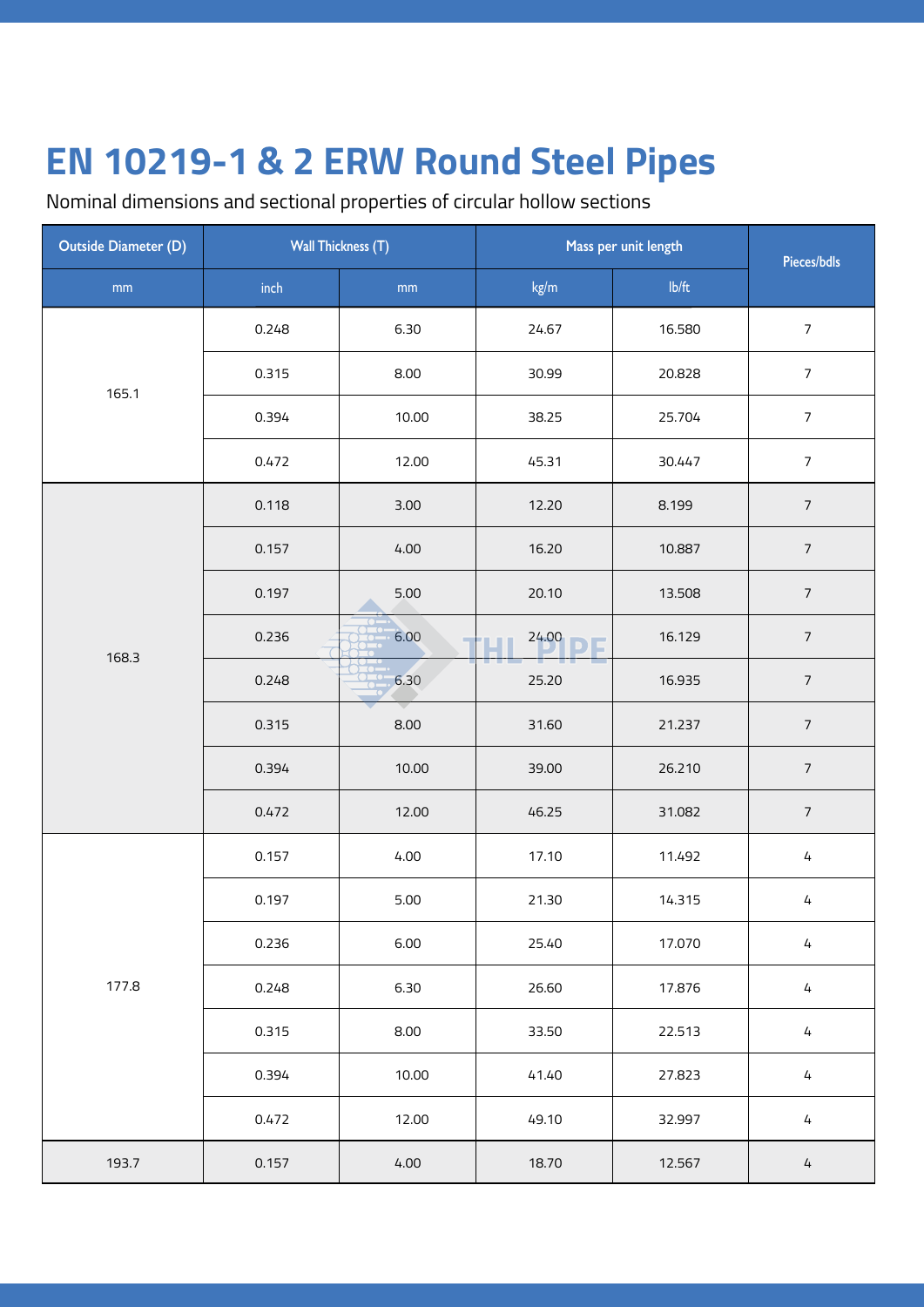# EN 10219-1 & 2 ERW Round Steel Pipes

Nominal dimensions and sectional properties of circular hollow sections

| Outside Diameter (D) | Wall Thickness (T) | | Mass per unit length | | Pieces/bdls |
|---|---|---|---|---|---|
| mm | inch | mm | kg/m | lb/ft | |
| 165.1 | 0.248 | 6.30 | 24.67 | 16.580 | 7 |
| | 0.315 | 8.00 | 30.99 | 20.828 | 7 |
| | 0.394 | 10.00 | 38.25 | 25.704 | 7 |
| | 0.472 | 12.00 | 45.31 | 30.447 | 7 |
| 168.3 | 0.118 | 3.00 | 12.20 | 8.199 | 7 |
| | 0.157 | 4.00 | 16.20 | 10.887 | 7 |
| | 0.197 | 5.00 | 20.10 | 13.508 | 7 |
| | 0.236 | 6.00 | 24.00 | 16.129 | 7 |
| | 0.248 | 6.30 | 25.20 | 16.935 | 7 |
| | 0.315 | 8.00 | 31.60 | 21.237 | 7 |
| | 0.394 | 10.00 | 39.00 | 26.210 | 7 |
| | 0.472 | 12.00 | 46.25 | 31.082 | 7 |
| 177.8 | 0.157 | 4.00 | 17.10 | 11.492 | 4 |
| | 0.197 | 5.00 | 21.30 | 14.315 | 4 |
| | 0.236 | 6.00 | 25.40 | 17.070 | 4 |
| | 0.248 | 6.30 | 26.60 | 17.876 | 4 |
| | 0.315 | 8.00 | 33.50 | 22.513 | 4 |
| | 0.394 | 10.00 | 41.40 | 27.823 | 4 |
| | 0.472 | 12.00 | 49.10 | 32.997 | 4 |
| 193.7 | 0.157 | 4.00 | 18.70 | 12.567 | 4 |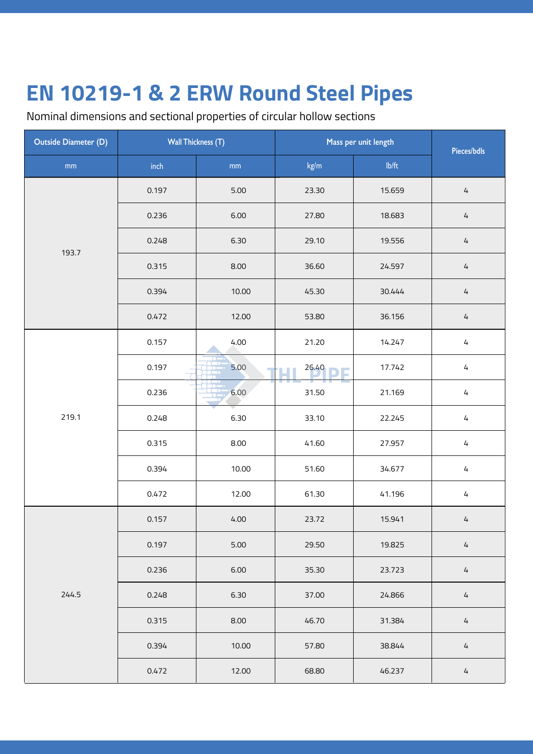# EN 10219-1 & 2 ERW Round Steel Pipes

Nominal dimensions and sectional properties of circular hollow sections

| Outside Diameter (D) | Wall Thickness (T) | | Mass per unit length | | Pieces/bdls |
|---|---|---|---|---|---|
| mm | inch | mm | kg/m | lb/ft | |
| 193.7 | 0.197 | 5.00 | 23.30 | 15.659 | 4 |
| | 0.236 | 6.00 | 27.80 | 18.683 | 4 |
| | 0.248 | 6.30 | 29.10 | 19.556 | 4 |
| | 0.315 | 8.00 | 36.60 | 24.597 | 4 |
| | 0.394 | 10.00 | 45.30 | 30.444 | 4 |
| | 0.472 | 12.00 | 53.80 | 36.156 | 4 |
| 219.1 | 0.157 | 4.00 | 21.20 | 14.247 | 4 |
| | 0.197 | 5.00 | 26.40 | 17.742 | 4 |
| | 0.236 | 6.00 | 31.50 | 21.169 | 4 |
| | 0.248 | 6.30 | 33.10 | 22.245 | 4 |
| | 0.315 | 8.00 | 41.60 | 27.957 | 4 |
| | 0.394 | 10.00 | 51.60 | 34.677 | 4 |
| | 0.472 | 12.00 | 61.30 | 41.196 | 4 |
| 244.5 | 0.157 | 4.00 | 23.72 | 15.941 | 4 |
| | 0.197 | 5.00 | 29.50 | 19.825 | 4 |
| | 0.236 | 6.00 | 35.30 | 23.723 | 4 |
| | 0.248 | 6.30 | 37.00 | 24.866 | 4 |
| | 0.315 | 8.00 | 46.70 | 31.384 | 4 |
| | 0.394 | 10.00 | 57.80 | 38.844 | 4 |
| | 0.472 | 12.00 | 68.80 | 46.237 | 4 |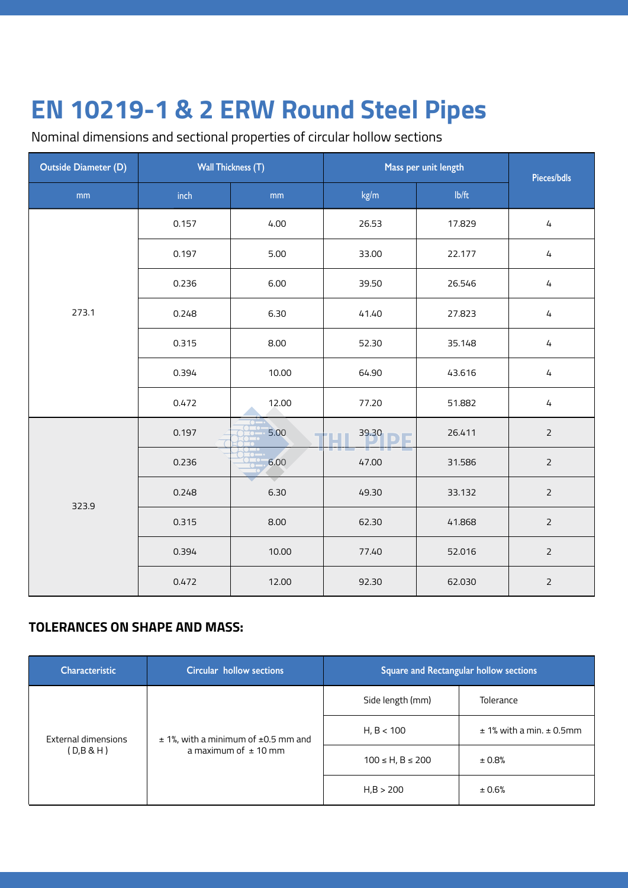# EN 10219-1 & 2 ERW Round Steel Pipes

Nominal dimensions and sectional properties of circular hollow sections

| Outside Diameter (D) | Wall Thickness (T) | | Mass per unit length | | Pieces/bdls |
|---|---|---|---|---|---|
| mm | inch | mm | kg/m | lb/ft | |
| 273.1 | 0.157 | 4.00 | 26.53 | 17.829 | 4 |
| | 0.197 | 5.00 | 33.00 | 22.177 | 4 |
| | 0.236 | 6.00 | 39.50 | 26.546 | 4 |
| | 0.248 | 6.30 | 41.40 | 27.823 | 4 |
| | 0.315 | 8.00 | 52.30 | 35.148 | 4 |
| | 0.394 | 10.00 | 64.90 | 43.616 | 4 |
| | 0.472 | 12.00 | 77.20 | 51.882 | 4 |
| 323.9 | 0.197 | 5.00 | 39.30 | 26.411 | 2 |
| | 0.236 | 6.00 | 47.00 | 31.586 | 2 |
| | 0.248 | 6.30 | 49.30 | 33.132 | 2 |
| | 0.315 | 8.00 | 62.30 | 41.868 | 2 |
| | 0.394 | 10.00 | 77.40 | 52.016 | 2 |
| | 0.472 | 12.00 | 92.30 | 62.030 | 2 |

## TOLERANCES ON SHAPE AND MASS:

| Characteristic | Circular hollow sections | Square and Rectangular hollow sections | |
|---|---|---|---|
| External dimensions ( D,B & H ) | ± 1%, with a minimum of ±0.5 mm and a maximum of ± 10 mm | Side length (mm) | Tolerance |
| | | H, B < 100 | ± 1% with a min. ± 0.5mm |
| | | 100 ≤ H, B ≤ 200 | ± 0.8% |
| | | H,B > 200 | ± 0.6% |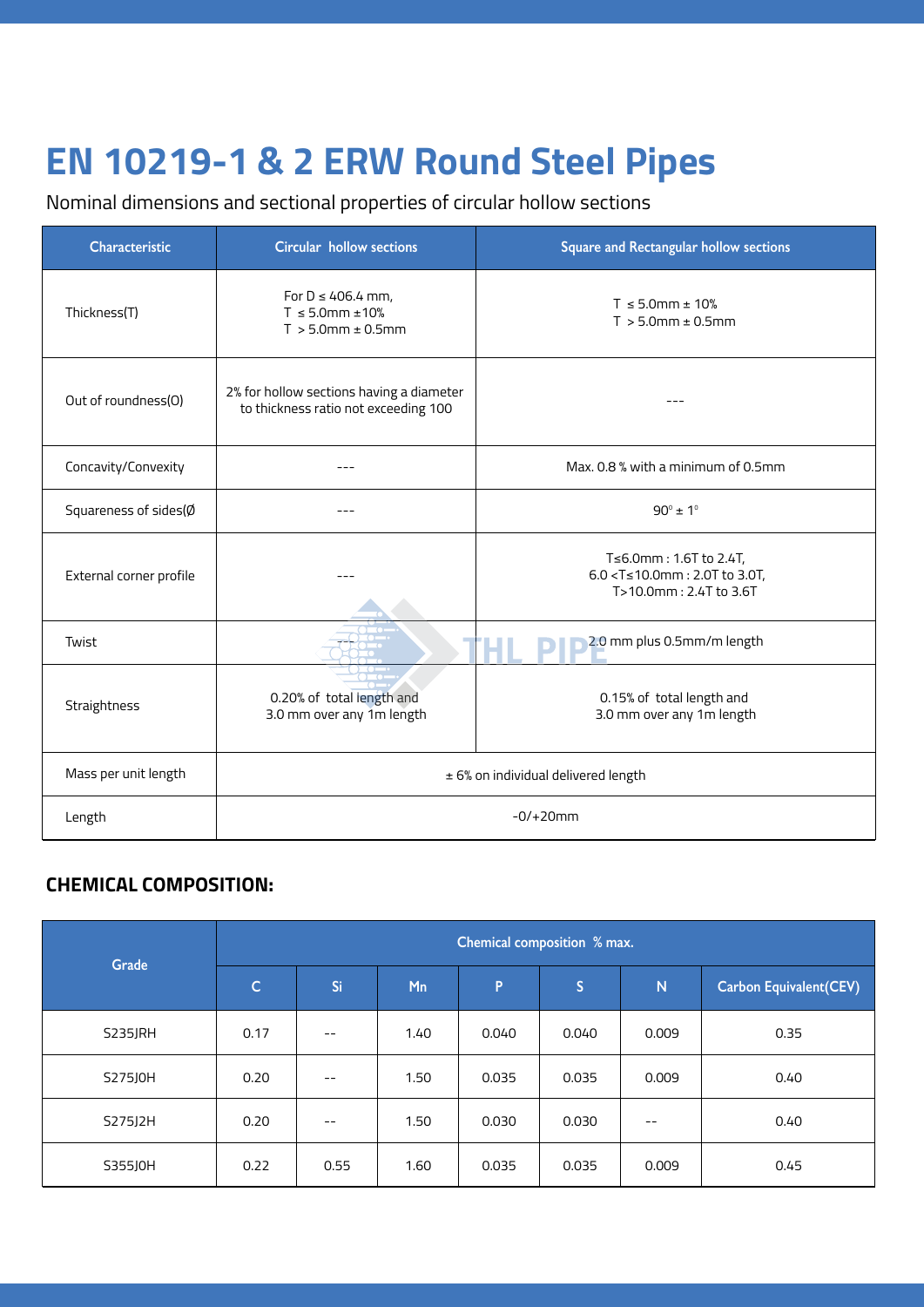# EN 10219-1 & 2 ERW Round Steel Pipes

Nominal dimensions and sectional properties of circular hollow sections

| Characteristic | Circular hollow sections | Square and Rectangular hollow sections |
|---|---|---|
| Thickness(T) | For D ≤ 406.4 mm,<br>T ≤ 5.0mm ±10%<br>T > 5.0mm ± 0.5mm | T ≤ 5.0mm ± 10%<br>T > 5.0mm ± 0.5mm |
| Out of roundness(O) | 2% for hollow sections having a diameter to thickness ratio not exceeding 100 | --- |
| Concavity/Convexity | --- | Max. 0.8 % with a minimum of 0.5mm |
| Squareness of sides(Ø | --- | 90° ± 1° |
| External corner profile | --- | T≤6.0mm : 1.6T to 2.4T,<br>6.0 <T≤10.0mm : 2.0T to 3.0T,<br>T>10.0mm : 2.4T to 3.6T |
| Twist | --- | 2.0 mm plus 0.5mm/m length |
| Straightness | 0.20% of total length and 3.0 mm over any 1m length | 0.15% of total length and 3.0 mm over any 1m length |
| Mass per unit length | ± 6% on individual delivered length | |
| Length | -0/+20mm | |

### CHEMICAL COMPOSITION:

| Grade | Chemical composition % max. | | | | | | |
|---|---|---|---|---|---|---|---|
| | C | Si | Mn | P | S | N | Carbon Equivalent(CEV) |
| S235JRH | 0.17 | -- | 1.40 | 0.040 | 0.040 | 0.009 | 0.35 |
| S275J0H | 0.20 | -- | 1.50 | 0.035 | 0.035 | 0.009 | 0.40 |
| S275J2H | 0.20 | -- | 1.50 | 0.030 | 0.030 | -- | 0.40 |
| S355J0H | 0.22 | 0.55 | 1.60 | 0.035 | 0.035 | 0.009 | 0.45 |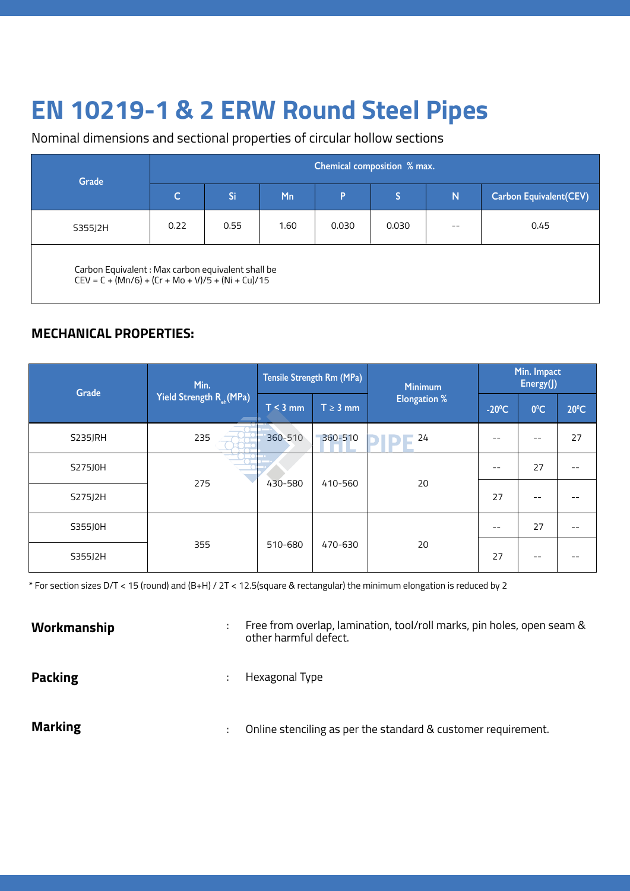# EN 10219-1 & 2 ERW Round Steel Pipes

Nominal dimensions and sectional properties of circular hollow sections

| Grade | Chemical composition % max. | | | | | | |
|---|---|---|---|---|---|---|---|
| | C | Si | Mn | P | S | N | Carbon Equivalent(CEV) |
| S355J2H | 0.22 | 0.55 | 1.60 | 0.030 | 0.030 | -- | 0.45 |

Carbon Equivalent : Max carbon equivalent shall be
CEV = C + (Mn/6) + (Cr + Mo + V)/5 + (Ni + Cu)/15

## MECHANICAL PROPERTIES:

| Grade | Min. Yield Strength $R_{eh}$(MPa) | Tensile Strength Rm (MPa) | | Minimum Elongation % | Min. Impact Energy(J) | | |
|---|---|---|---|---|---|---|---|
| | | T < 3 mm | T ≥ 3 mm | | -20°C | 0°C | 20°C |
| S235JRH | 235 | 360-510 | 360-510 | 24 | -- | -- | 27 |
| S275J0H | 275 | 430-580 | 410-560 | 20 | -- | 27 | -- |
| S275J2H | | | | | 27 | -- | -- |
| S355J0H | 355 | 510-680 | 470-630 | 20 | -- | 27 | -- |
| S355J2H | | | | | 27 | -- | -- |

* For section sizes D/T < 15 (round) and (B+H) / 2T < 12.5(square & rectangular) the minimum elongation is reduced by 2

**Workmanship** : Free from overlap, lamination, tool/roll marks, pin holes, open seam & other harmful defect.

**Packing** : Hexagonal Type

**Marking** : Online stenciling as per the standard & customer requirement.